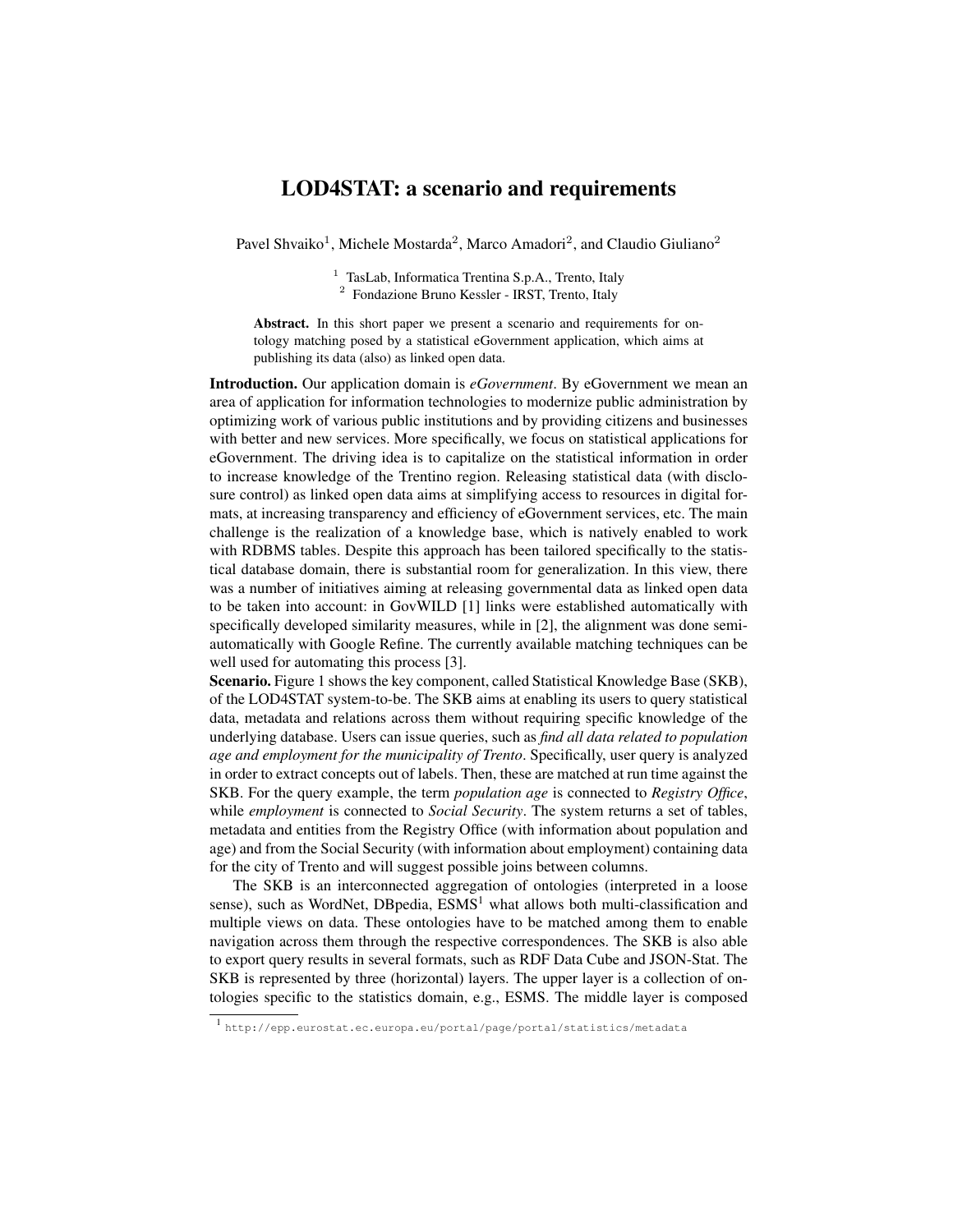# LOD4STAT: a scenario and requirements

Pavel Shvaiko[1], Michele Mostarda[2], Marco Amadori[2], and Claudio Giuliano[2]

[1] TasLab, Informatica Trentina S.p.A., Trento, Italy
[2] Fondazione Bruno Kessler - IRST, Trento, Italy

**Abstract.** In this short paper we present a scenario and requirements for ontology matching posed by a statistical eGovernment application, which aims at publishing its data (also) as linked open data.

**Introduction.** Our application domain is *eGovernment*. By eGovernment we mean an area of application for information technologies to modernize public administration by optimizing work of various public institutions and by providing citizens and businesses with better and new services. More specifically, we focus on statistical applications for eGovernment. The driving idea is to capitalize on the statistical information in order to increase knowledge of the Trentino region. Releasing statistical data (with disclosure control) as linked open data aims at simplifying access to resources in digital formats, at increasing transparency and efficiency of eGovernment services, etc. The main challenge is the realization of a knowledge base, which is natively enabled to work with RDBMS tables. Despite this approach has been tailored specifically to the statistical database domain, there is substantial room for generalization. In this view, there was a number of initiatives aiming at releasing governmental data as linked open data to be taken into account: in GovWILD [1] links were established automatically with specifically developed similarity measures, while in [2], the alignment was done semi-automatically with Google Refine. The currently available matching techniques can be well used for automating this process [3].

**Scenario.** Figure 1 shows the key component, called Statistical Knowledge Base (SKB), of the LOD4STAT system-to-be. The SKB aims at enabling its users to query statistical data, metadata and relations across them without requiring specific knowledge of the underlying database. Users can issue queries, such as *find all data related to population age and employment for the municipality of Trento*. Specifically, user query is analyzed in order to extract concepts out of labels. Then, these are matched at run time against the SKB. For the query example, the term *population age* is connected to *Registry Office*, while *employment* is connected to *Social Security*. The system returns a set of tables, metadata and entities from the Registry Office (with information about population and age) and from the Social Security (with information about employment) containing data for the city of Trento and will suggest possible joins between columns.

The SKB is an interconnected aggregation of ontologies (interpreted in a loose sense), such as WordNet, DBpedia, ESMS[1] what allows both multi-classification and multiple views on data. These ontologies have to be matched among them to enable navigation across them through the respective correspondences. The SKB is also able to export query results in several formats, such as RDF Data Cube and JSON-Stat. The SKB is represented by three (horizontal) layers. The upper layer is a collection of ontologies specific to the statistics domain, e.g., ESMS. The middle layer is composed

[1] http://epp.eurostat.ec.europa.eu/portal/page/portal/statistics/metadata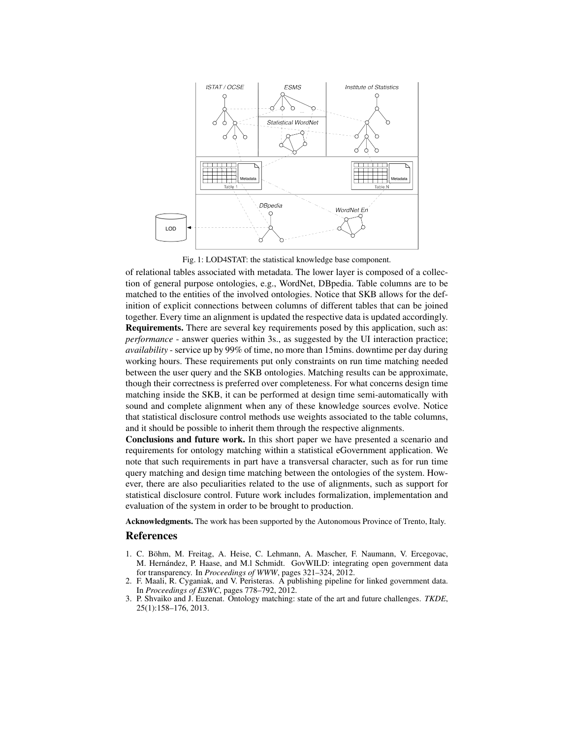ISTAT / OCSE

ESMS

Institute of Statistics

Statistical WordNet

Metadata

Table 1

Metadata

Table N

DBpedia

WordNet En

LOD

Fig. 1: LOD4STAT: the statistical knowledge base component.

of relational tables associated with metadata. The lower layer is composed of a collection of general purpose ontologies, e.g., WordNet, DBpedia. Table columns are to be matched to the entities of the involved ontologies. Notice that SKB allows for the definition of explicit connections between columns of different tables that can be joined together. Every time an alignment is updated the respective data is updated accordingly.

**Requirements.** There are several key requirements posed by this application, such as: *performance* - answer queries within 3s., as suggested by the UI interaction practice; *availability* - service up by 99% of time, no more than 15mins. downtime per day during working hours. These requirements put only constraints on run time matching needed between the user query and the SKB ontologies. Matching results can be approximate, though their correctness is preferred over completeness. For what concerns design time matching inside the SKB, it can be performed at design time semi-automatically with sound and complete alignment when any of these knowledge sources evolve. Notice that statistical disclosure control methods use weights associated to the table columns, and it should be possible to inherit them through the respective alignments.

**Conclusions and future work.** In this short paper we have presented a scenario and requirements for ontology matching within a statistical eGovernment application. We note that such requirements in part have a transversal character, such as for run time query matching and design time matching between the ontologies of the system. However, there are also peculiarities related to the use of alignments, such as support for statistical disclosure control. Future work includes formalization, implementation and evaluation of the system in order to be brought to production.

**Acknowledgments.** The work has been supported by the Autonomous Province of Trento, Italy.

## References

1. C. Böhm, M. Freitag, A. Heise, C. Lehmann, A. Mascher, F. Naumann, V. Ercegovac, M. Hernández, P. Haase, and M.l Schmidt. GovWILD: integrating open government data for transparency. In *Proceedings of WWW*, pages 321–324, 2012.
2. F. Maali, R. Cyganiak, and V. Peristeras. A publishing pipeline for linked government data. In *Proceedings of ESWC*, pages 778–792, 2012.
3. P. Shvaiko and J. Euzenat. Ontology matching: state of the art and future challenges. *TKDE*, 25(1):158–176, 2013.